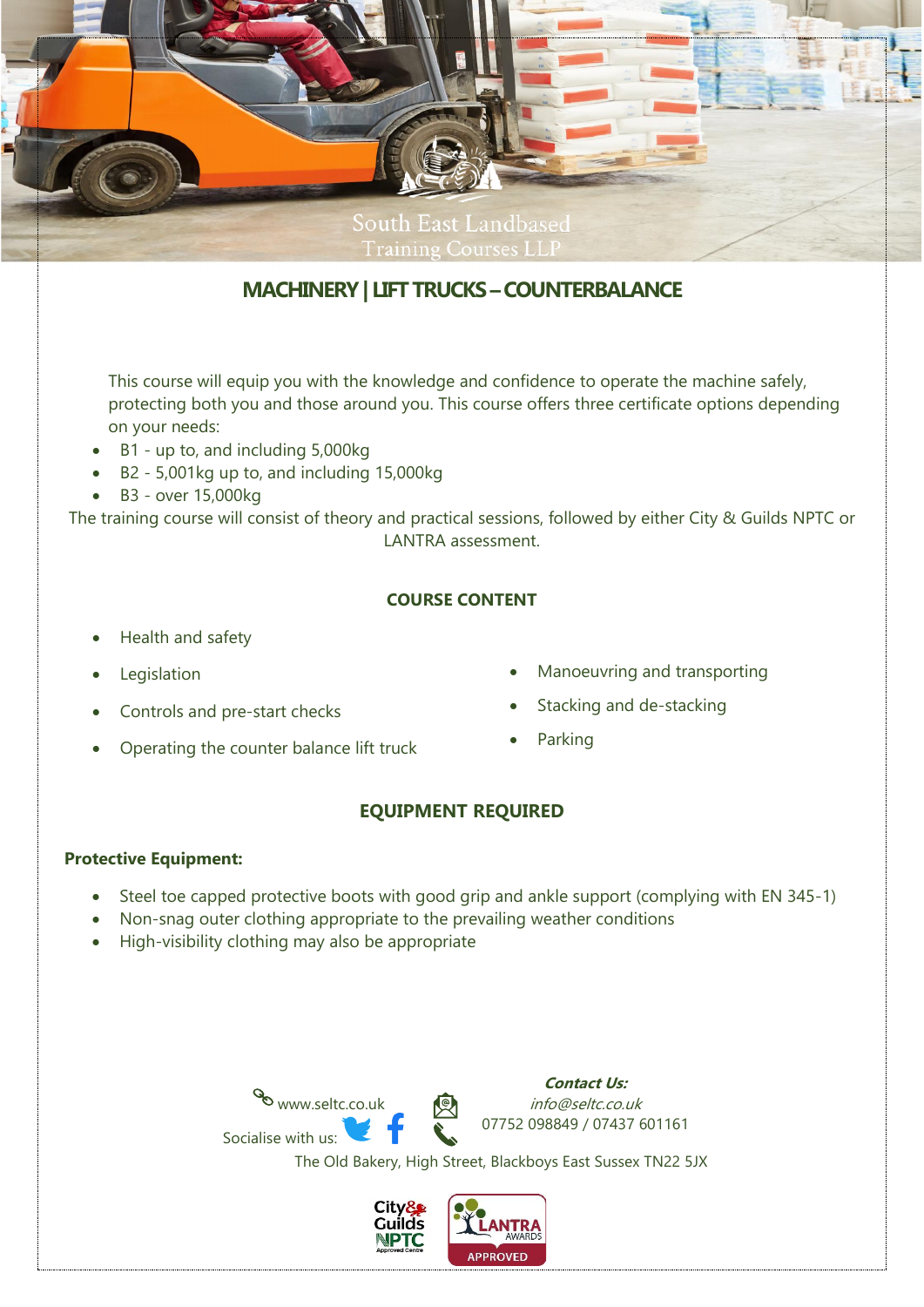South East Landbased Training Courses LLP

# MACHINERY | LIFT TRUCKS – COUNTERBALANCE

This course will equip you with the knowledge and confidence to operate the machine safely, protecting both you and those around you. This course offers three certificate options depending on your needs:

- B1 - up to, and including 5,000kg
- B2 - 5,001kg up to, and including 15,000kg
- B3 - over 15,000kg

The training course will consist of theory and practical sessions, followed by either City & Guilds NPTC or LANTRA assessment.

## COURSE CONTENT

- Health and safety
- Legislation
- Controls and pre-start checks
- Operating the counter balance lift truck
- Manoeuvring and transporting
- Stacking and de-stacking
- Parking

## EQUIPMENT REQUIRED

**Protective Equipment:**

- Steel toe capped protective boots with good grip and ankle support (complying with EN 345-1)
- Non-snag outer clothing appropriate to the prevailing weather conditions
- High-visibility clothing may also be appropriate

www.seltc.co.uk

Socialise with us:

***Contact Us:***

*info@seltc.co.uk*

07752 098849 / 07437 601161

The Old Bakery, High Street, Blackboys East Sussex TN22 5JX

City & Guilds NPTC Approved Centre

LANTRA AWARDS APPROVED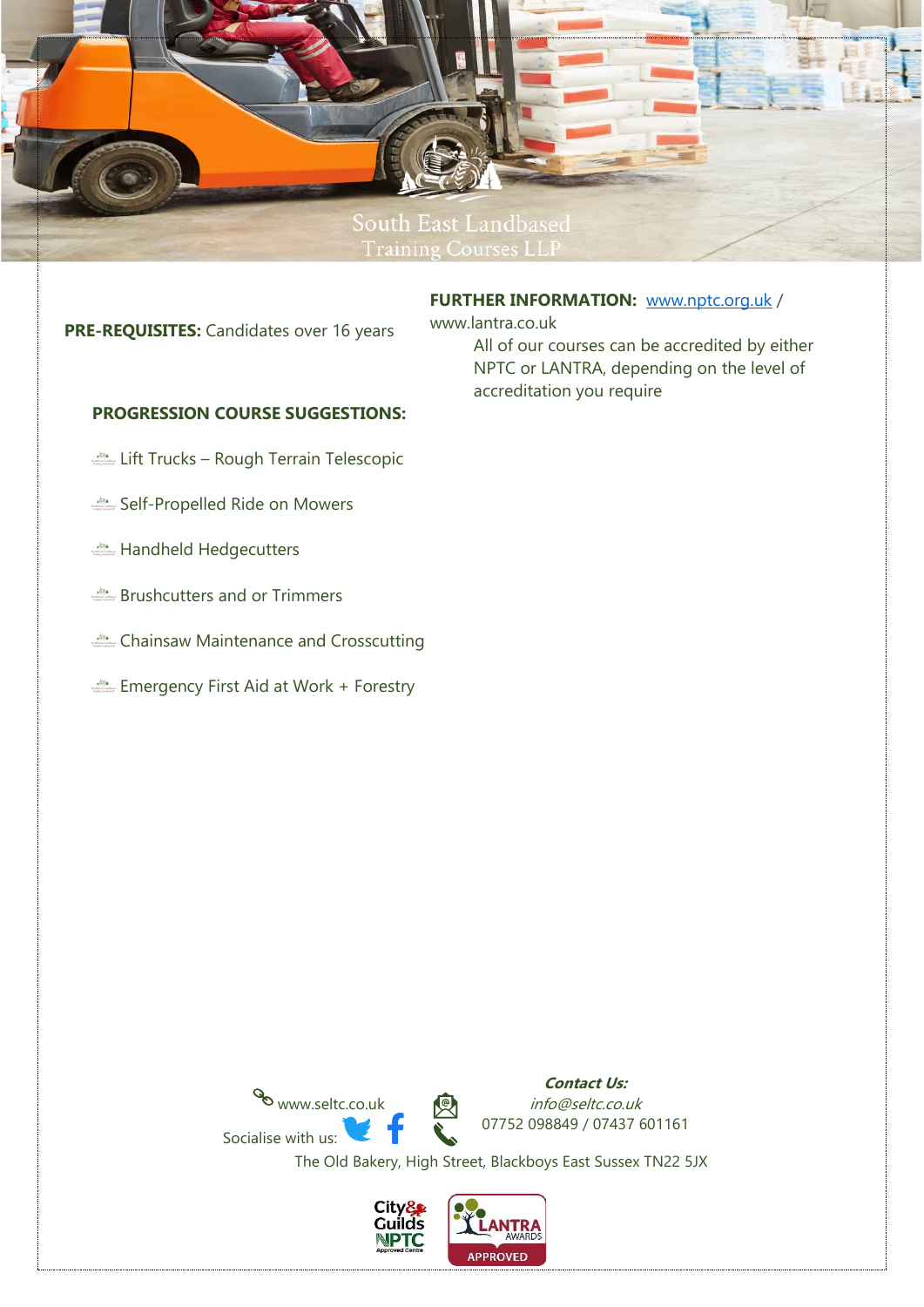South East Landbased Training Courses LLP

**PRE-REQUISITES:** Candidates over 16 years

**FURTHER INFORMATION:** [www.nptc.org.uk](http://www.nptc.org.uk) / www.lantra.co.uk

All of our courses can be accredited by either NPTC or LANTRA, depending on the level of accreditation you require

**PROGRESSION COURSE SUGGESTIONS:**

- Lift Trucks – Rough Terrain Telescopic
- Self-Propelled Ride on Mowers
- Handheld Hedgecutters
- Brushcutters and or Trimmers
- Chainsaw Maintenance and Crosscutting
- Emergency First Aid at Work + Forestry

www.seltc.co.uk

Socialise with us:

***Contact Us:***

*info@seltc.co.uk*

07752 098849 / 07437 601161

The Old Bakery, High Street, Blackboys East Sussex TN22 5JX